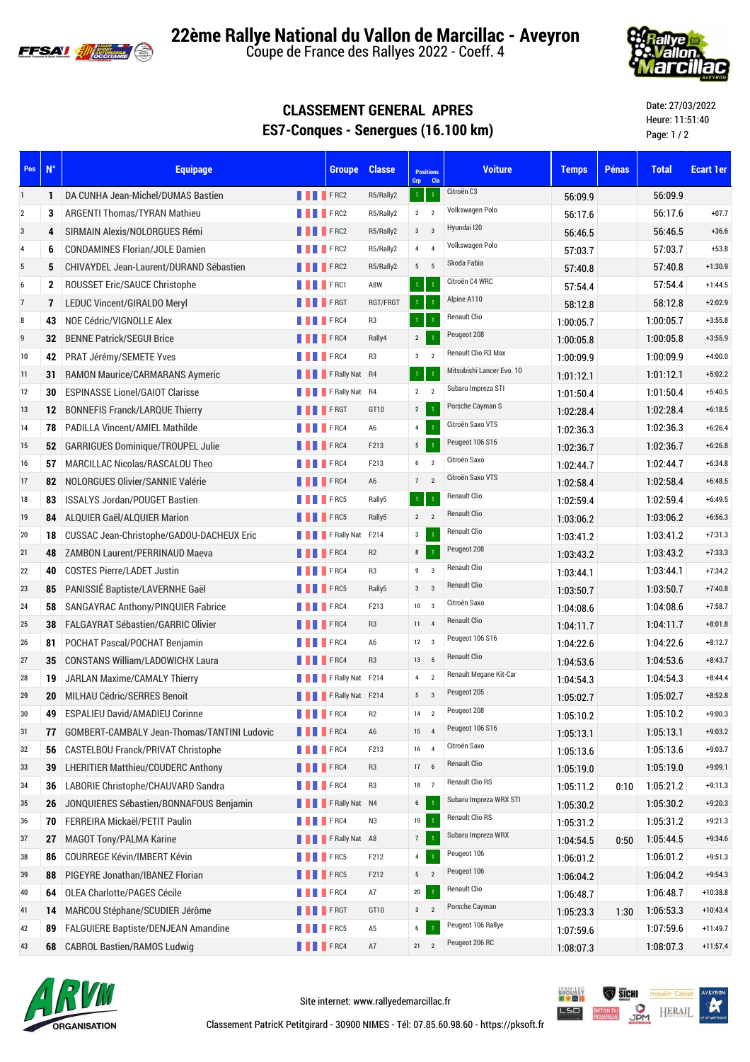# 22ème Rallye National du Vallon de Marcillac - Aveyron

Coupe de France des Rallyes 2022 - Coeff. 4

## CLASSEMENT GENERAL APRES
## ES7-Conques - Senergues (16.100 km)

Date: 27/03/2022
Heure: 11:51:40

| Pos | N° | Equipage | Groupe | Classe | Positions Grp | Positions Cla | Voiture | Temps | Pénas | Total | Ecart 1er |
|---|---|---|---|---|---|---|---|---|---|---|---|
| 1 | 1 | DA CUNHA Jean-Michel/DUMAS Bastien | F RC2 | R5/Rally2 | 1 | 1 | Citroën C3 | 56:09.9 | | 56:09.9 | |
| 2 | 3 | ARGENTI Thomas/TYRAN Mathieu | F RC2 | R5/Rally2 | 2 | 2 | Volkswagen Polo | 56:17.6 | | 56:17.6 | +07.7 |
| 3 | 4 | SIRMAIN Alexis/NOLORGUES Rémi | F RC2 | R5/Rally2 | 3 | 3 | Hyundai I20 | 56:46.5 | | 56:46.5 | +36.6 |
| 4 | 6 | CONDAMINES Florian/JOLE Damien | F RC2 | R5/Rally2 | 4 | 4 | Volkswagen Polo | 57:03.7 | | 57:03.7 | +53.8 |
| 5 | 5 | CHIVAYDEL Jean-Laurent/DURAND Sébastien | F RC2 | R5/Rally2 | 5 | 5 | Skoda Fabia | 57:40.8 | | 57:40.8 | +1:30.9 |
| 6 | 2 | ROUSSET Eric/SAUCE Christophe | F RC1 | A8W | 1 | 1 | Citroën C4 WRC | 57:54.4 | | 57:54.4 | +1:44.5 |
| 7 | 7 | LEDUC Vincent/GIRALDO Meryl | F RGT | RGT/FRGT | 1 | 1 | Alpine A110 | 58:12.8 | | 58:12.8 | +2:02.9 |
| 8 | 43 | NOE Cédric/VIGNOLLE Alex | F RC4 | R3 | 1 | 1 | Renault Clio | 1:00:05.7 | | 1:00:05.7 | +3:55.8 |
| 9 | 32 | BENNE Patrick/SEGUI Brice | F RC4 | Rally4 | 2 | 1 | Peugeot 208 | 1:00:05.8 | | 1:00:05.8 | +3:55.9 |
| 10 | 42 | PRAT Jérémy/SEMETE Yves | F RC4 | R3 | 3 | 2 | Renault Clio R3 Max | 1:00:09.9 | | 1:00:09.9 | +4:00.0 |
| 11 | 31 | RAMON Maurice/CARMARANS Aymeric | F Rally Nat | R4 | 1 | 1 | Mitsubishi Lancer Evo. 10 | 1:01:12.1 | | 1:01:12.1 | +5:02.2 |
| 12 | 30 | ESPINASSE Lionel/GAIOT Clarisse | F Rally Nat | R4 | 2 | 2 | Subaru Impreza STI | 1:01:50.4 | | 1:01:50.4 | +5:40.5 |
| 13 | 12 | BONNEFIS Franck/LARQUE Thierry | F RGT | GT10 | 2 | 1 | Porsche Cayman S | 1:02:28.4 | | 1:02:28.4 | +6:18.5 |
| 14 | 78 | PADILLA Vincent/AMIEL Mathilde | F RC4 | A6 | 4 | 1 | Citroën Saxo VTS | 1:02:36.3 | | 1:02:36.3 | +6:26.4 |
| 15 | 52 | GARRIGUES Dominique/TROUPEL Julie | F RC4 | F213 | 5 | 1 | Peugeot 106 S16 | 1:02:36.7 | | 1:02:36.7 | +6:26.8 |
| 16 | 57 | MARCILLAC Nicolas/RASCALOU Theo | F RC4 | F213 | 6 | 2 | Citroën Saxo | 1:02:44.7 | | 1:02:44.7 | +6:34.8 |
| 17 | 82 | NOLORGUES Olivier/SANNIE Valérie | F RC4 | A6 | 7 | 2 | Citroën Saxo VTS | 1:02:58.4 | | 1:02:58.4 | +6:48.5 |
| 18 | 83 | ISSALYS Jordan/POUGET Bastien | F RC5 | Rally5 | 1 | 1 | Renault Clio | 1:02:59.4 | | 1:02:59.4 | +6:49.5 |
| 19 | 84 | ALQUIER Gaël/ALQUIER Marion | F RC5 | Rally5 | 2 | 2 | Renault Clio | 1:03:06.2 | | 1:03:06.2 | +6:56.3 |
| 20 | 18 | CUSSAC Jean-Christophe/GADOU-DACHEUX Eric | F Rally Nat | F214 | 3 | 1 | Renault Clio | 1:03:41.2 | | 1:03:41.2 | +7:31.3 |
| 21 | 48 | ZAMBON Laurent/PERRINAUD Maeva | F RC4 | R2 | 8 | 1 | Peugeot 208 | 1:03:43.2 | | 1:03:43.2 | +7:33.3 |
| 22 | 40 | COSTES Pierre/LADET Justin | F RC4 | R3 | 9 | 3 | Renault Clio | 1:03:44.1 | | 1:03:44.1 | +7:34.2 |
| 23 | 85 | PANISSIÉ Baptiste/LAVERNHE Gaël | F RC5 | Rally5 | 3 | 3 | Renault Clio | 1:03:50.7 | | 1:03:50.7 | +7:40.8 |
| 24 | 58 | SANGAYRAC Anthony/PINQUIER Fabrice | F RC4 | F213 | 10 | 3 | Citroën Saxo | 1:04:08.6 | | 1:04:08.6 | +7:58.7 |
| 25 | 38 | FALGAYRAT Sébastien/GARRIC Olivier | F RC4 | R3 | 11 | 4 | Renault Clio | 1:04:11.7 | | 1:04:11.7 | +8:01.8 |
| 26 | 81 | POCHAT Pascal/POCHAT Benjamin | F RC4 | A6 | 12 | 3 | Peugeot 106 S16 | 1:04:22.6 | | 1:04:22.6 | +8:12.7 |
| 27 | 35 | CONSTANS William/LADOWICHX Laura | F RC4 | R3 | 13 | 5 | Renault Clio | 1:04:53.6 | | 1:04:53.6 | +8:43.7 |
| 28 | 19 | JARLAN Maxime/CAMALY Thierry | F Rally Nat | F214 | 4 | 2 | Renault Megane Kit-Car | 1:04:54.3 | | 1:04:54.3 | +8:44.4 |
| 29 | 20 | MILHAU Cédric/SERRES Benoît | F Rally Nat | F214 | 5 | 3 | Peugeot 205 | 1:05:02.7 | | 1:05:02.7 | +8:52.8 |
| 30 | 49 | ESPALIEU David/AMADIEU Corinne | F RC4 | R2 | 14 | 2 | Peugeot 208 | 1:05:10.2 | | 1:05:10.2 | +9:00.3 |
| 31 | 77 | GOMBERT-CAMBALY Jean-Thomas/TANTINI Ludovic | F RC4 | A6 | 15 | 4 | Peugeot 106 S16 | 1:05:13.1 | | 1:05:13.1 | +9:03.2 |
| 32 | 56 | CASTELBOU Franck/PRIVAT Christophe | F RC4 | F213 | 16 | 4 | Citroën Saxo | 1:05:13.6 | | 1:05:13.6 | +9:03.7 |
| 33 | 39 | LHERITIER Matthieu/COUDERC Anthony | F RC4 | R3 | 17 | 6 | Renault Clio | 1:05:19.0 | | 1:05:19.0 | +9:09.1 |
| 34 | 36 | LABORIE Christophe/CHAUVARD Sandra | F RC4 | R3 | 18 | 7 | Renault Clio RS | 1:05:11.2 | 0:10 | 1:05:21.2 | +9:11.3 |
| 35 | 26 | JONQUIERES Sébastien/BONNAFOUS Benjamin | F Rally Nat | N4 | 6 | 1 | Subaru Impreza WRX STI | 1:05:30.2 | | 1:05:30.2 | +9:20.3 |
| 36 | 70 | FERREIRA Mickaël/PETIT Paulin | F RC4 | N3 | 19 | 1 | Renault Clio RS | 1:05:31.2 | | 1:05:31.2 | +9:21.3 |
| 37 | 27 | MAGOT Tony/PALMA Karine | F Rally Nat | A8 | 7 | 1 | Subaru Impreza WRX | 1:04:54.5 | 0:50 | 1:05:44.5 | +9:34.6 |
| 38 | 86 | COURREGE Kévin/IMBERT Kévin | F RC5 | F212 | 4 | 1 | Peugeot 106 | 1:06:01.2 | | 1:06:01.2 | +9:51.3 |
| 39 | 88 | PIGEYRE Jonathan/IBANEZ Florian | F RC5 | F212 | 5 | 2 | Peugeot 106 | 1:06:04.2 | | 1:06:04.2 | +9:54.3 |
| 40 | 64 | OLEA Charlotte/PAGES Cécile | F RC4 | A7 | 20 | 1 | Renault Clio | 1:06:48.7 | | 1:06:48.7 | +10:38.8 |
| 41 | 14 | MARCOU Stéphane/SCUDIER Jérôme | F RGT | GT10 | 3 | 2 | Porsche Cayman | 1:05:23.3 | 1:30 | 1:06:53.3 | +10:43.4 |
| 42 | 89 | FALGUIERE Baptiste/DENJEAN Amandine | F RC5 | A5 | 6 | 1 | Peugeot 106 Rallye | 1:07:59.6 | | 1:07:59.6 | +11:49.7 |
| 43 | 68 | CABROL Bastien/RAMOS Ludwig | F RC4 | A7 | 21 | 2 | Peugeot 206 RC | 1:08:07.3 | | 1:08:07.3 | +11:57.4 |

Site internet: www.rallyedemarcillac.fr

Classement PatricK Petitgirard - 30900 NIMES - Tél: 07.85.60.98.60 - https://pksoft.fr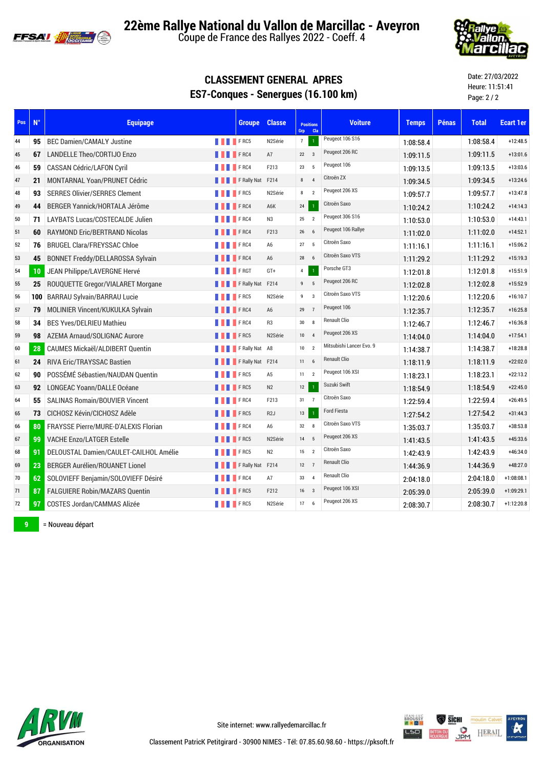# 22ème Rallye National du Vallon de Marcillac - Aveyron

Coupe de France des Rallyes 2022 - Coeff. 4

## CLASSEMENT GENERAL APRES
## ES7-Conques - Senergues (16.100 km)

Date: 27/03/2022
Heure: 11:51:41

| Pos | N° | Equipage | Groupe | Classe | Positions Grp | Positions Cla | Voiture | Temps | Pénas | Total | Ecart 1er |
|---|---|---|---|---|---|---|---|---|---|---|---|
| 44 | 95 | BEC Damien/CAMALY Justine | F RC5 | N2Série | 7 | 1 | Peugeot 106 S16 | 1:08:58.4 | | 1:08:58.4 | +12:48.5 |
| 45 | 67 | LANDELLE Theo/CORTIJO Enzo | F RC4 | A7 | 22 | 3 | Peugeot 206 RC | 1:09:11.5 | | 1:09:11.5 | +13:01.6 |
| 46 | 59 | CASSAN Cédric/LAFON Cyril | F RC4 | F213 | 23 | 5 | Peugeot 106 | 1:09:13.5 | | 1:09:13.5 | +13:03.6 |
| 47 | 21 | MONTARNAL Yoan/PRUNET Cédric | F Rally Nat | F214 | 8 | 4 | Citroën ZX | 1:09:34.5 | | 1:09:34.5 | +13:24.6 |
| 48 | 93 | SERRES Olivier/SERRES Clement | F RC5 | N2Série | 8 | 2 | Peugeot 206 XS | 1:09:57.7 | | 1:09:57.7 | +13:47.8 |
| 49 | 44 | BERGER Yannick/HORTALA Jérôme | F RC4 | A6K | 24 | 1 | Citroën Saxo | 1:10:24.2 | | 1:10:24.2 | +14:14.3 |
| 50 | 71 | LAYBATS Lucas/COSTECALDE Julien | F RC4 | N3 | 25 | 2 | Peugeot 306 S16 | 1:10:53.0 | | 1:10:53.0 | +14:43.1 |
| 51 | 60 | RAYMOND Eric/BERTRAND Nicolas | F RC4 | F213 | 26 | 6 | Peugeot 106 Rallye | 1:11:02.0 | | 1:11:02.0 | +14:52.1 |
| 52 | 76 | BRUGEL Clara/FREYSSAC Chloe | F RC4 | A6 | 27 | 5 | Citroën Saxo | 1:11:16.1 | | 1:11:16.1 | +15:06.2 |
| 53 | 45 | BONNET Freddy/DELLAROSSA Sylvain | F RC4 | A6 | 28 | 6 | Citroën Saxo VTS | 1:11:29.2 | | 1:11:29.2 | +15:19.3 |
| 54 | 10 | JEAN Philippe/LAVERGNE Hervé | F RGT | GT+ | 4 | 1 | Porsche GT3 | 1:12:01.8 | | 1:12:01.8 | +15:51.9 |
| 55 | 25 | ROUQUETTE Gregor/VIALARET Morgane | F Rally Nat | F214 | 9 | 5 | Peugeot 206 RC | 1:12:02.8 | | 1:12:02.8 | +15:52.9 |
| 56 | 100 | BARRAU Sylvain/BARRAU Lucie | F RC5 | N2Série | 9 | 3 | Citroën Saxo VTS | 1:12:20.6 | | 1:12:20.6 | +16:10.7 |
| 57 | 79 | MOLINIER Vincent/KUKULKA Sylvain | F RC4 | A6 | 29 | 7 | Peugeot 106 | 1:12:35.7 | | 1:12:35.7 | +16:25.8 |
| 58 | 34 | BES Yves/DELRIEU Mathieu | F RC4 | R3 | 30 | 8 | Renault Clio | 1:12:46.7 | | 1:12:46.7 | +16:36.8 |
| 59 | 98 | AZEMA Arnaud/SOLIGNAC Aurore | F RC5 | N2Série | 10 | 4 | Peugeot 206 XS | 1:14:04.0 | | 1:14:04.0 | +17:54.1 |
| 60 | 28 | CAUMES Mickaël/ALDIBERT Quentin | F Rally Nat | A8 | 10 | 2 | Mitsubishi Lancer Evo. 9 | 1:14:38.7 | | 1:14:38.7 | +18:28.8 |
| 61 | 24 | RIVA Eric/TRAYSSAC Bastien | F Rally Nat | F214 | 11 | 6 | Renault Clio | 1:18:11.9 | | 1:18:11.9 | +22:02.0 |
| 62 | 90 | POSSÉMÉ Sébastien/NAUDAN Quentin | F RC5 | A5 | 11 | 2 | Peugeot 106 XSI | 1:18:23.1 | | 1:18:23.1 | +22:13.2 |
| 63 | 92 | LONGEAC Yoann/DALLE Océane | F RC5 | N2 | 12 | 1 | Suzuki Swift | 1:18:54.9 | | 1:18:54.9 | +22:45.0 |
| 64 | 55 | SALINAS Romain/BOUVIER Vincent | F RC4 | F213 | 31 | 7 | Citroën Saxo | 1:22:59.4 | | 1:22:59.4 | +26:49.5 |
| 65 | 73 | CICHOSZ Kévin/CICHOSZ Adèle | F RC5 | R2J | 13 | 1 | Ford Fiesta | 1:27:54.2 | | 1:27:54.2 | +31:44.3 |
| 66 | 80 | FRAYSSE Pierre/MURE-D'ALEXIS Florian | F RC4 | A6 | 32 | 8 | Citroën Saxo VTS | 1:35:03.7 | | 1:35:03.7 | +38:53.8 |
| 67 | 99 | VACHE Enzo/LATGER Estelle | F RC5 | N2Série | 14 | 5 | Peugeot 206 XS | 1:41:43.5 | | 1:41:43.5 | +45:33.6 |
| 68 | 91 | DELOUSTAL Damien/CAULET-CAILHOL Amélie | F RC5 | N2 | 15 | 2 | Citroën Saxo | 1:42:43.9 | | 1:42:43.9 | +46:34.0 |
| 69 | 23 | BERGER Aurélien/ROUANET Lionel | F Rally Nat | F214 | 12 | 7 | Renault Clio | 1:44:36.9 | | 1:44:36.9 | +48:27.0 |
| 70 | 62 | SOLOVIEFF Benjamin/SOLOVIEFF Désiré | F RC4 | A7 | 33 | 4 | Renault Clio | 2:04:18.0 | | 2:04:18.0 | +1:08:08.1 |
| 71 | 87 | FALGUIERE Robin/MAZARS Quentin | F RC5 | F212 | 16 | 3 | Peugeot 106 XSI | 2:05:39.0 | | 2:05:39.0 | +1:09:29.1 |
| 72 | 97 | COSTES Jordan/CAMMAS Alizée | F RC5 | N2Série | 17 | 6 | Peugeot 206 XS | 2:08:30.7 | | 2:08:30.7 | +1:12:20.8 |

9 = Nouveau départ

Site internet: www.rallyedemarcillac.fr

Classement PatricK Petitgirard - 30900 NIMES - Tél: 07.85.60.98.60 - https://pksoft.fr